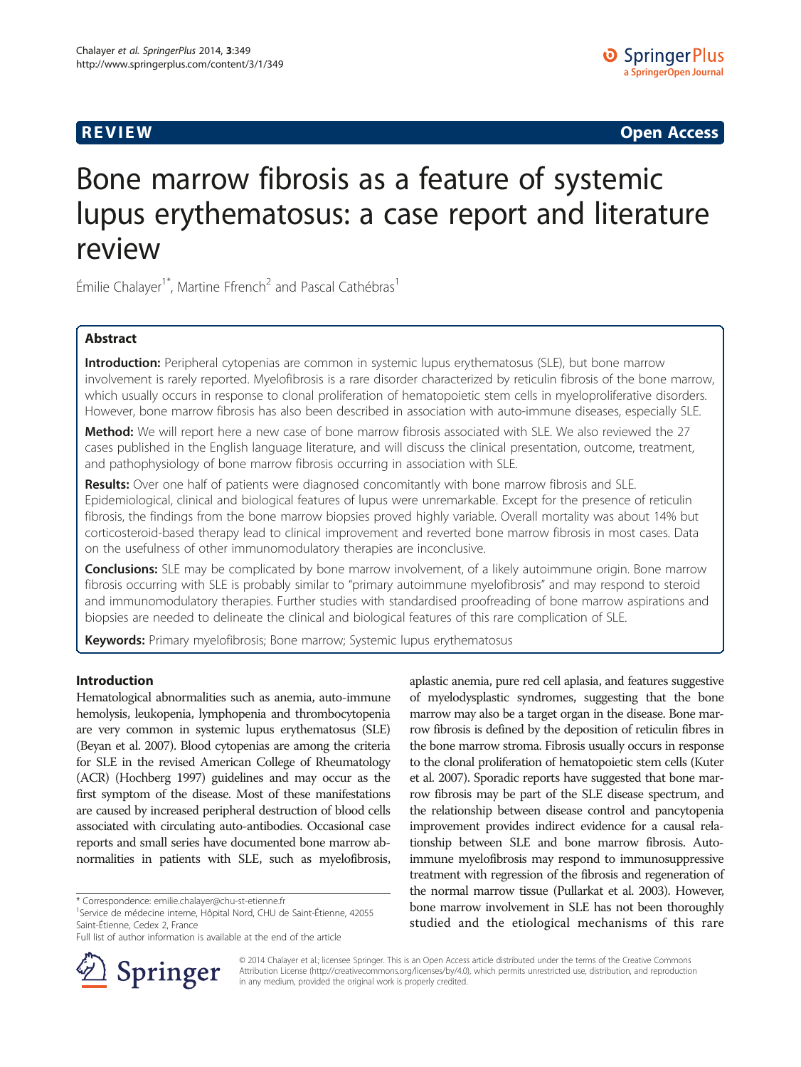**REVIEW** **Open Access**

# Bone marrow fibrosis as a feature of systemic lupus erythematosus: a case report and literature review

Émilie Chalayer[1*], Martine Ffrench[2] and Pascal Cathébras[1]

## Abstract

**Introduction:** Peripheral cytopenias are common in systemic lupus erythematosus (SLE), but bone marrow involvement is rarely reported. Myelofibrosis is a rare disorder characterized by reticulin fibrosis of the bone marrow, which usually occurs in response to clonal proliferation of hematopoietic stem cells in myeloproliferative disorders. However, bone marrow fibrosis has also been described in association with auto-immune diseases, especially SLE.

**Method:** We will report here a new case of bone marrow fibrosis associated with SLE. We also reviewed the 27 cases published in the English language literature, and will discuss the clinical presentation, outcome, treatment, and pathophysiology of bone marrow fibrosis occurring in association with SLE.

**Results:** Over one half of patients were diagnosed concomitantly with bone marrow fibrosis and SLE. Epidemiological, clinical and biological features of lupus were unremarkable. Except for the presence of reticulin fibrosis, the findings from the bone marrow biopsies proved highly variable. Overall mortality was about 14% but corticosteroid-based therapy lead to clinical improvement and reverted bone marrow fibrosis in most cases. Data on the usefulness of other immunomodulatory therapies are inconclusive.

**Conclusions:** SLE may be complicated by bone marrow involvement, of a likely autoimmune origin. Bone marrow fibrosis occurring with SLE is probably similar to "primary autoimmune myelofibrosis" and may respond to steroid and immunomodulatory therapies. Further studies with standardised proofreading of bone marrow aspirations and biopsies are needed to delineate the clinical and biological features of this rare complication of SLE.

**Keywords:** Primary myelofibrosis; Bone marrow; Systemic lupus erythematosus

## Introduction

Hematological abnormalities such as anemia, auto-immune hemolysis, leukopenia, lymphopenia and thrombocytopenia are very common in systemic lupus erythematosus (SLE) (Beyan et al. 2007). Blood cytopenias are among the criteria for SLE in the revised American College of Rheumatology (ACR) (Hochberg 1997) guidelines and may occur as the first symptom of the disease. Most of these manifestations are caused by increased peripheral destruction of blood cells associated with circulating auto-antibodies. Occasional case reports and small series have documented bone marrow abnormalities in patients with SLE, such as myelofibrosis, aplastic anemia, pure red cell aplasia, and features suggestive of myelodysplastic syndromes, suggesting that the bone marrow may also be a target organ in the disease. Bone marrow fibrosis is defined by the deposition of reticulin fibres in the bone marrow stroma. Fibrosis usually occurs in response to the clonal proliferation of hematopoietic stem cells (Kuter et al. 2007). Sporadic reports have suggested that bone marrow fibrosis may be part of the SLE disease spectrum, and the relationship between disease control and pancytopenia improvement provides indirect evidence for a causal relationship between SLE and bone marrow fibrosis. Auto-immune myelofibrosis may respond to immunosuppressive treatment with regression of the fibrosis and regeneration of the normal marrow tissue (Pullarkat et al. 2003). However, bone marrow involvement in SLE has not been thoroughly studied and the etiological mechanisms of this rare

\* Correspondence: emilie.chalayer@chu-st-etienne.fr
[1]Service de médecine interne, Hôpital Nord, CHU de Saint-Étienne, 42055 Saint-Étienne, Cedex 2, France
Full list of author information is available at the end of the article

© 2014 Chalayer et al.; licensee Springer. This is an Open Access article distributed under the terms of the Creative Commons Attribution License (http://creativecommons.org/licenses/by/4.0), which permits unrestricted use, distribution, and reproduction in any medium, provided the original work is properly credited.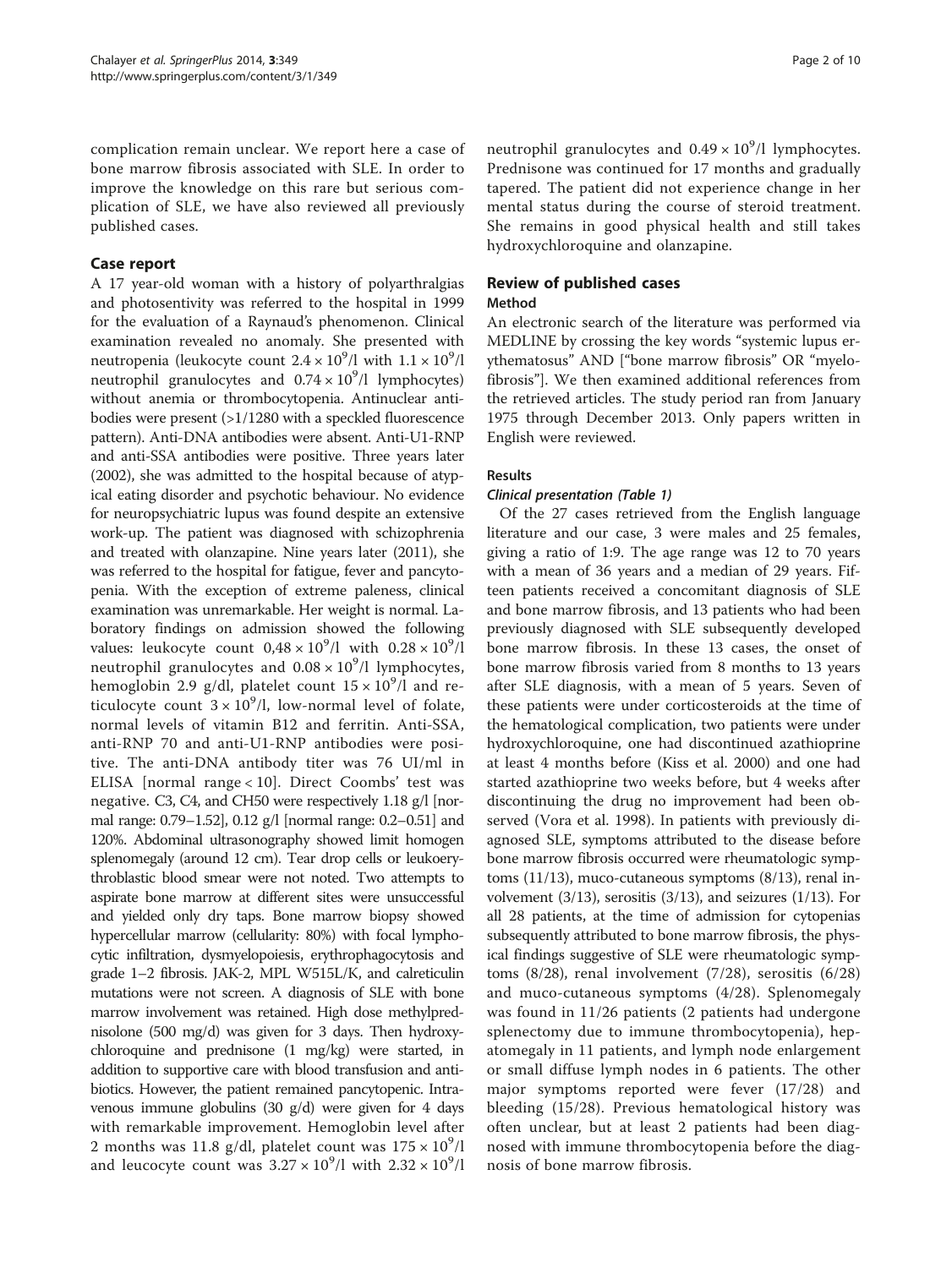complication remain unclear. We report here a case of bone marrow fibrosis associated with SLE. In order to improve the knowledge on this rare but serious complication of SLE, we have also reviewed all previously published cases.

## Case report

A 17 year-old woman with a history of polyarthralgias and photosentivity was referred to the hospital in 1999 for the evaluation of a Raynaud's phenomenon. Clinical examination revealed no anomaly. She presented with neutropenia (leukocyte count $2.4 \times 10^9$/l with $1.1 \times 10^9$/l neutrophil granulocytes and $0.74 \times 10^9$/l lymphocytes) without anemia or thrombocytopenia. Antinuclear antibodies were present (>1/1280 with a speckled fluorescence pattern). Anti-DNA antibodies were absent. Anti-U1-RNP and anti-SSA antibodies were positive. Three years later (2002), she was admitted to the hospital because of atypical eating disorder and psychotic behaviour. No evidence for neuropsychiatric lupus was found despite an extensive work-up. The patient was diagnosed with schizophrenia and treated with olanzapine. Nine years later (2011), she was referred to the hospital for fatigue, fever and pancytopenia. With the exception of extreme paleness, clinical examination was unremarkable. Her weight is normal. Laboratory findings on admission showed the following values: leukocyte count $0,48 \times 10^9$/l with $0.28 \times 10^9$/l neutrophil granulocytes and $0.08 \times 10^9$/l lymphocytes, hemoglobin 2.9 g/dl, platelet count $15 \times 10^9$/l and reticulocyte count $3 \times 10^9$/l, low-normal level of folate, normal levels of vitamin B12 and ferritin. Anti-SSA, anti-RNP 70 and anti-U1-RNP antibodies were positive. The anti-DNA antibody titer was 76 UI/ml in ELISA [normal range < 10]. Direct Coombs' test was negative. C3, C4, and CH50 were respectively 1.18 g/l [normal range: 0.79–1.52], 0.12 g/l [normal range: 0.2–0.51] and 120%. Abdominal ultrasonography showed limit homogen splenomegaly (around 12 cm). Tear drop cells or leukoerythroblastic blood smear were not noted. Two attempts to aspirate bone marrow at different sites were unsuccessful and yielded only dry taps. Bone marrow biopsy showed hypercellular marrow (cellularity: 80%) with focal lymphocytic infiltration, dysmyelopoiesis, erythrophagocytosis and grade 1–2 fibrosis. JAK-2, MPL W515L/K, and calreticulin mutations were not screen. A diagnosis of SLE with bone marrow involvement was retained. High dose methylprednisolone (500 mg/d) was given for 3 days. Then hydroxychloroquine and prednisone (1 mg/kg) were started, in addition to supportive care with blood transfusion and antibiotics. However, the patient remained pancytopenic. Intravenous immune globulins (30 g/d) were given for 4 days with remarkable improvement. Hemoglobin level after 2 months was 11.8 g/dl, platelet count was $175 \times 10^9$/l and leucocyte count was $3.27 \times 10^9$/l with $2.32 \times 10^9$/l neutrophil granulocytes and $0.49 \times 10^9$/l lymphocytes. Prednisone was continued for 17 months and gradually tapered. The patient did not experience change in her mental status during the course of steroid treatment. She remains in good physical health and still takes hydroxychloroquine and olanzapine.

## Review of published cases

### Method

An electronic search of the literature was performed via MEDLINE by crossing the key words "systemic lupus erythematosus" AND ["bone marrow fibrosis" OR "myelofibrosis"]. We then examined additional references from the retrieved articles. The study period ran from January 1975 through December 2013. Only papers written in English were reviewed.

### Results

#### *Clinical presentation (Table 1)*

Of the 27 cases retrieved from the English language literature and our case, 3 were males and 25 females, giving a ratio of 1:9. The age range was 12 to 70 years with a mean of 36 years and a median of 29 years. Fifteen patients received a concomitant diagnosis of SLE and bone marrow fibrosis, and 13 patients who had been previously diagnosed with SLE subsequently developed bone marrow fibrosis. In these 13 cases, the onset of bone marrow fibrosis varied from 8 months to 13 years after SLE diagnosis, with a mean of 5 years. Seven of these patients were under corticosteroids at the time of the hematological complication, two patients were under hydroxychloroquine, one had discontinued azathioprine at least 4 months before (Kiss et al. 2000) and one had started azathioprine two weeks before, but 4 weeks after discontinuing the drug no improvement had been observed (Vora et al. 1998). In patients with previously diagnosed SLE, symptoms attributed to the disease before bone marrow fibrosis occurred were rheumatologic symptoms (11/13), muco-cutaneous symptoms (8/13), renal involvement (3/13), serositis (3/13), and seizures (1/13). For all 28 patients, at the time of admission for cytopenias subsequently attributed to bone marrow fibrosis, the physical findings suggestive of SLE were rheumatologic symptoms (8/28), renal involvement (7/28), serositis (6/28) and muco-cutaneous symptoms (4/28). Splenomegaly was found in 11/26 patients (2 patients had undergone splenectomy due to immune thrombocytopenia), hepatomegaly in 11 patients, and lymph node enlargement or small diffuse lymph nodes in 6 patients. The other major symptoms reported were fever (17/28) and bleeding (15/28). Previous hematological history was often unclear, but at least 2 patients had been diagnosed with immune thrombocytopenia before the diagnosis of bone marrow fibrosis.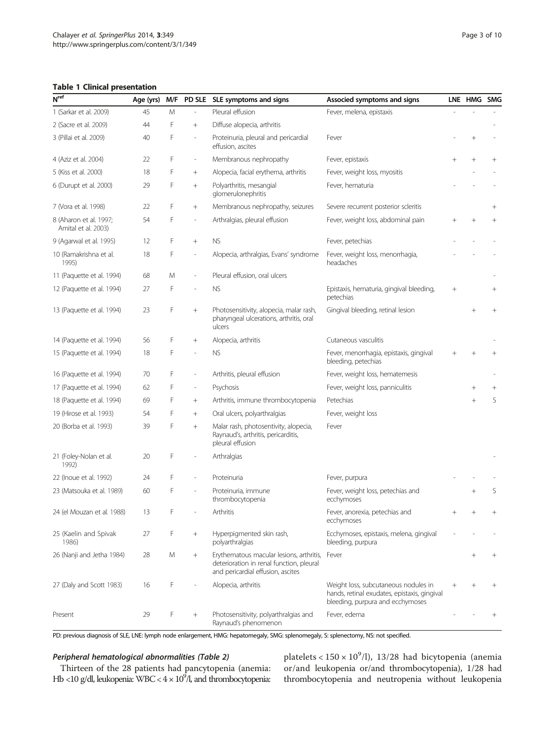**Table 1 Clinical presentation**

| N[ref] | Age (yrs) | M/F | PD SLE | SLE symptoms and signs | Associed symptoms and signs | LNE | HMG | SMG |
|---|---|---|---|---|---|---|---|---|
| 1 (Sarkar et al. 2009) | 45 | M | - | Pleural effusion | Fever, melena, epistaxis | - | - | - |
| 2 (Sacre et al. 2009) | 44 | F | + | Diffuse alopecia, arthritis | | | | - |
| 3 (Pillai et al. 2009) | 40 | F | - | Proteinuria, pleural and pericardial effusion, ascites | Fever | - | + | - |
| 4 (Aziz et al. 2004) | 22 | F | - | Membranous nephropathy | Fever, epistaxis | + | + | + |
| 5 (Kiss et al. 2000) | 18 | F | + | Alopecia, facial erythema, arthritis | Fever, weight loss, myositis | | - | - |
| 6 (Durupt et al. 2000) | 29 | F | + | Polyarthritis, mesangial glomerulonephritis | Fever, hematuria | - | - | - |
| 7 (Vora et al. 1998) | 22 | F | + | Membranous nephropathy, seizures | Severe recurrent posterior scleritis | | | + |
| 8 (Aharon et al. 1997; Amital et al. 2003) | 54 | F | - | Arthralgias, pleural effusion | Fever, weight loss, abdominal pain | + | + | + |
| 9 (Agarwal et al. 1995) | 12 | F | + | NS | Fever, petechias | - | - | - |
| 10 (Ramakrishna et al. 1995) | 18 | F | - | Alopecia, arthralgias, Evans' syndrome | Fever, weight loss, menorrhagia, headaches | - | - | - |
| 11 (Paquette et al. 1994) | 68 | M | - | Pleural effusion, oral ulcers | | | | - |
| 12 (Paquette et al. 1994) | 27 | F | - | NS | Epistaxis, hematuria, gingival bleeding, petechias | + | | + |
| 13 (Paquette et al. 1994) | 23 | F | + | Photosensitivity, alopecia, malar rash, pharyngeal ulcerations, arthritis, oral ulcers | Gingival bleeding, retinal lesion | | + | + |
| 14 (Paquette et al. 1994) | 56 | F | + | Alopecia, arthritis | Cutaneous vasculitis | | | - |
| 15 (Paquette et al. 1994) | 18 | F | - | NS | Fever, menorrhagia, epistaxis, gingival bleeding, petechias | + | + | + |
| 16 (Paquette et al. 1994) | 70 | F | - | Arthritis, pleural effusion | Fever, weight loss, hematemesis | | | - |
| 17 (Paquette et al. 1994) | 62 | F | - | Psychosis | Fever, weight loss, panniculitis | | + | + |
| 18 (Paquette et al. 1994) | 69 | F | + | Arthritis, immune thrombocytopenia | Petechias | | + | S |
| 19 (Hirose et al. 1993) | 54 | F | + | Oral ulcers, polyarthralgias | Fever, weight loss | | | |
| 20 (Borba et al. 1993) | 39 | F | + | Malar rash, photosentivity, alopecia, Raynaud's, arthritis, pericarditis, pleural effusion | Fever | | | |
| 21 (Foley-Nolan et al. 1992) | 20 | F | - | Arthralgias | | | | - |
| 22 (Inoue et al. 1992) | 24 | F | - | Proteinuria | Fever, purpura | - | - | - |
| 23 (Matsouka et al. 1989) | 60 | F | - | Proteinuria, immune thrombocytopenia | Fever, weight loss, petechias and ecchymoses | | + | S |
| 24 (el Mouzan et al. 1988) | 13 | F | - | Arthritis | Fever, anorexia, petechias and ecchymoses | + | + | + |
| 25 (Kaelin and Spivak 1986) | 27 | F | + | Hyperpigmented skin rash, polyarthralgias | Ecchymoses, epistaxis, melena, gingival bleeding, purpura | - | - | - |
| 26 (Nanji and Jetha 1984) | 28 | M | + | Erythematous macular lesions, arthritis, deterioration in renal function, pleural and pericardial effusion, ascites | Fever | | + | + |
| 27 (Daly and Scott 1983) | 16 | F | - | Alopecia, arthritis | Weight loss, subcutaneous nodules in hands, retinal exudates, epistaxis, gingival bleeding, purpura and ecchymoses | + | + | + |
| Present | 29 | F | + | Photosensitivity, polyarthralgias and Raynaud's phenomenon | Fever, edema | - | - | + |

PD: previous diagnosis of SLE, LNE: lymph node enlargement, HMG: hepatomegaly, SMG: splenomegaly, S: splenectomy, NS: not specified.

#### *Peripheral hematological abnormalities (Table 2)*

Thirteen of the 28 patients had pancytopenia (anemia: Hb <10 g/dl, leukopenia: WBC < $4 \times 10^9$/l, and thrombocytopenia: platelets < $150 \times 10^9$/l), 13/28 had bicytopenia (anemia or/and leukopenia or/and thrombocytopenia), 1/28 had thrombocytopenia and neutropenia without leukopenia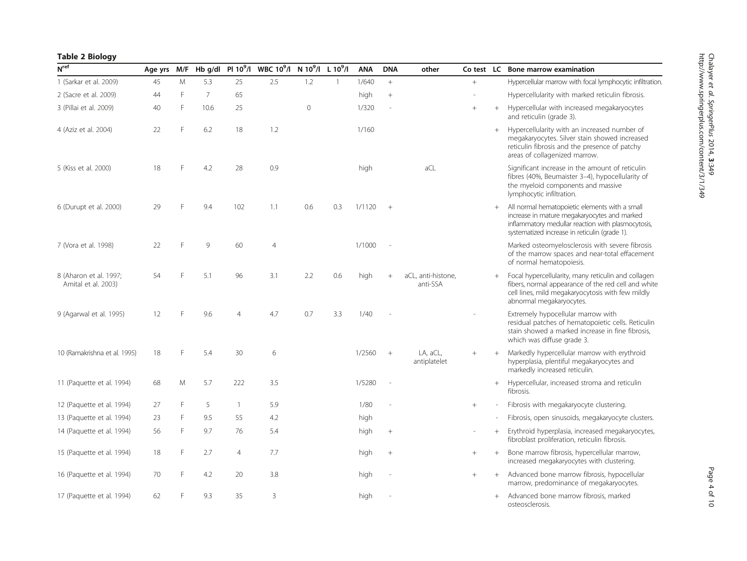**Table 2 Biology**

| $N^{ref}$ | Age yrs | M/F | Hb g/dl | Pl $10^9$/l | WBC $10^9$/l | N $10^9$/l | L $10^9$/l | ANA | DNA | other | Co test | LC | Bone marrow examination |
|---|---|---|---|---|---|---|---|---|---|---|---|---|---|
| 1 (Sarkar et al. 2009) | 45 | M | 5.3 | 25 | 2.5 | 1.2 | 1 | 1/640 | + | | + | | Hypercellular marrow with focal lymphocytic infiltration. |
| 2 (Sacre et al. 2009) | 44 | F | 7 | 65 | | | | high | + | | - | | Hypercellularity with marked reticulin fibrosis. |
| 3 (Pillai et al. 2009) | 40 | F | 10.6 | 25 | | 0 | | 1/320 | - | | + | + | Hypercellular with increased megakaryocytes and reticulin (grade 3). |
| 4 (Aziz et al. 2004) | 22 | F | 6.2 | 18 | 1.2 | | | 1/160 | | | | + | Hypercellularity with an increased number of megakaryocytes. Silver stain showed increased reticulin fibrosis and the presence of patchy areas of collagenized marrow. |
| 5 (Kiss et al. 2000) | 18 | F | 4.2 | 28 | 0.9 | | | high | | aCL | | | Significant increase in the amount of reticulin fibres (40%, Beumaister 3–4), hypocellularity of the myeloid components and massive lymphocytic infiltration. |
| 6 (Durupt et al. 2000) | 29 | F | 9.4 | 102 | 1.1 | 0.6 | 0.3 | 1/1120 | + | | | + | All normal hematopoietic elements with a small increase in mature megakaryocytes and marked inflammatory medullar reaction with plasmocytosis, systematized increase in reticulin (grade 1). |
| 7 (Vora et al. 1998) | 22 | F | 9 | 60 | 4 | | | 1/1000 | - | | | | Marked osteomyelosclerosis with severe fibrosis of the marrow spaces and near-total effacement of normal hematopoiesis. |
| 8 (Aharon et al. 1997; Amital et al. 2003) | 54 | F | 5.1 | 96 | 3.1 | 2.2 | 0.6 | high | + | aCL, anti-histone, anti-SSA | | + | Focal hypercellularity, many reticulin and collagen fibers, normal appearance of the red cell and white cell lines, mild megakaryocytosis with few mildly abnormal megakaryocytes. |
| 9 (Agarwal et al. 1995) | 12 | F | 9.6 | 4 | 4.7 | 0.7 | 3.3 | 1/40 | - | | - | | Extremely hypocellular marrow with residual patches of hematopoietic cells. Reticulin stain showed a marked increase in fine fibrosis, which was diffuse grade 3. |
| 10 (Ramakrishna et al. 1995) | 18 | F | 5.4 | 30 | 6 | | | 1/2560 | + | LA, aCL, antiplatelet | + | + | Markedly hypercellular marrow with erythroid hyperplasia, plentiful megakaryocytes and markedly increased reticulin. |
| 11 (Paquette et al. 1994) | 68 | M | 5.7 | 222 | 3.5 | | | 1/5280 | - | | | + | Hypercellular, increased stroma and reticulin fibrosis. |
| 12 (Paquette et al. 1994) | 27 | F | 5 | 1 | 5.9 | | | 1/80 | - | | + | - | Fibrosis with megakaryocyte clustering. |
| 13 (Paquette et al. 1994) | 23 | F | 9.5 | 55 | 4.2 | | | high | | | | - | Fibrosis, open sinusoids, megakaryocyte clusters. |
| 14 (Paquette et al. 1994) | 56 | F | 9.7 | 76 | 5.4 | | | high | + | | - | + | Erythroid hyperplasia, increased megakaryocytes, fibroblast proliferation, reticulin fibrosis. |
| 15 (Paquette et al. 1994) | 18 | F | 2.7 | 4 | 7.7 | | | high | + | | + | + | Bone marrow fibrosis, hypercellular marrow, increased megakaryocytes with clustering. |
| 16 (Paquette et al. 1994) | 70 | F | 4.2 | 20 | 3.8 | | | high | - | | + | + | Advanced bone marrow fibrosis, hypocellular marrow, predominance of megakaryocytes. |
| 17 (Paquette et al. 1994) | 62 | F | 9.3 | 35 | 3 | | | high | - | | | + | Advanced bone marrow fibrosis, marked osteosclerosis. |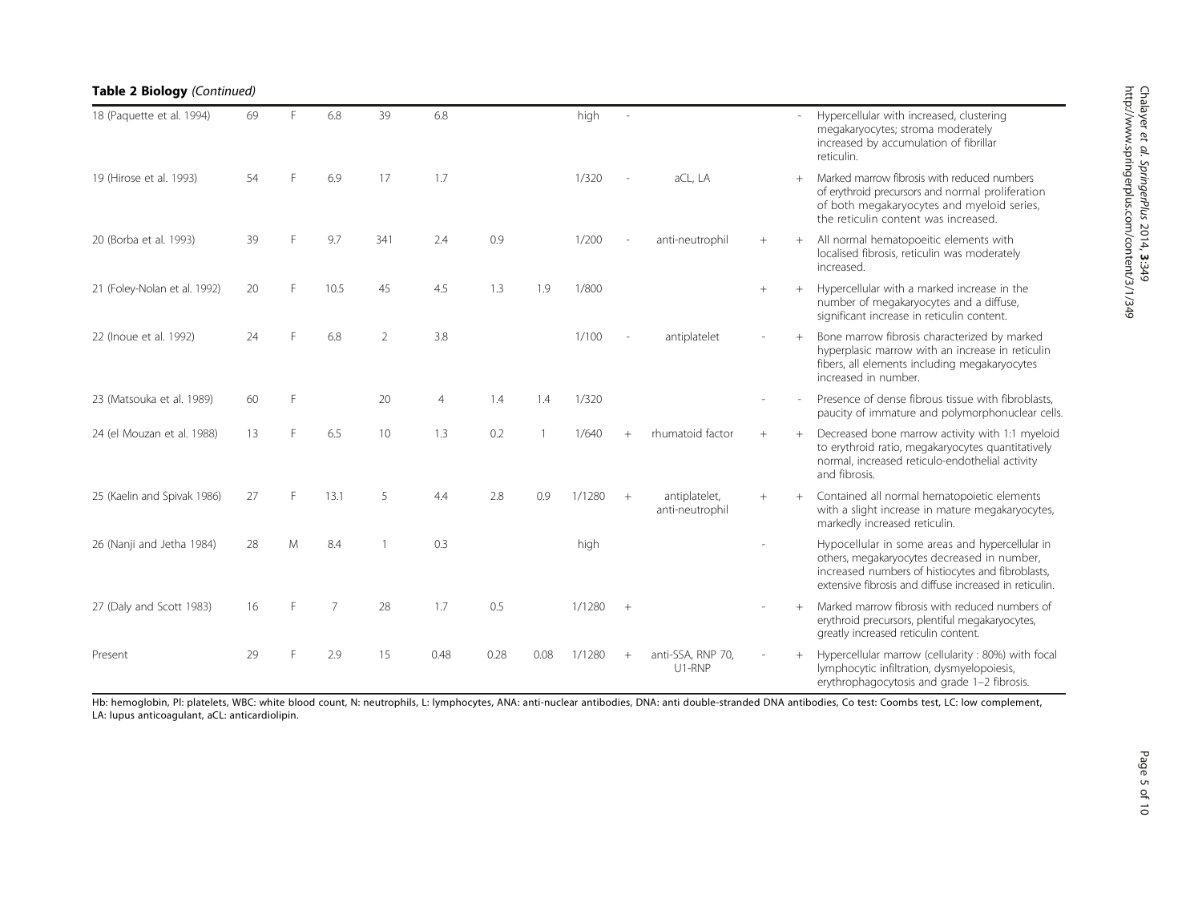**Table 2 Biology** *(Continued)*

| Case | Age | Sex | Hb | Pl | WBC | N | L | ANA | DNA | Antibodies | Co test | LC | Bone marrow |
|---|---|---|---|---|---|---|---|---|---|---|---|---|---|
| 18 (Paquette et al. 1994) | 69 | F | 6.8 | 39 | 6.8 | | | high | - | | | - | Hypercellular with increased, clustering megakaryocytes; stroma moderately increased by accumulation of fibrillar reticulin. |
| 19 (Hirose et al. 1993) | 54 | F | 6.9 | 17 | 1.7 | | | 1/320 | - | aCL, LA | | + | Marked marrow fibrosis with reduced numbers of erythroid precursors and normal proliferation of both megakaryocytes and myeloid series, the reticulin content was increased. |
| 20 (Borba et al. 1993) | 39 | F | 9.7 | 341 | 2.4 | 0.9 | | 1/200 | - | anti-neutrophil | + | + | All normal hematopoeitic elements with localised fibrosis, reticulin was moderately increased. |
| 21 (Foley-Nolan et al. 1992) | 20 | F | 10.5 | 45 | 4.5 | 1.3 | 1.9 | 1/800 | | | + | + | Hypercellular with a marked increase in the number of megakaryocytes and a diffuse, significant increase in reticulin content. |
| 22 (Inoue et al. 1992) | 24 | F | 6.8 | 2 | 3.8 | | | 1/100 | - | antiplatelet | - | + | Bone marrow fibrosis characterized by marked hyperplasic marrow with an increase in reticulin fibers, all elements including megakaryocytes increased in number. |
| 23 (Matsouka et al. 1989) | 60 | F | | 20 | 4 | 1.4 | 1.4 | 1/320 | | | - | - | Presence of dense fibrous tissue with fibroblasts, paucity of immature and polymorphonuclear cells. |
| 24 (el Mouzan et al. 1988) | 13 | F | 6.5 | 10 | 1.3 | 0.2 | 1 | 1/640 | + | rhumatoid factor | + | + | Decreased bone marrow activity with 1:1 myeloid to erythroid ratio, megakaryocytes quantitatively normal, increased reticulo-endothelial activity and fibrosis. |
| 25 (Kaelin and Spivak 1986) | 27 | F | 13.1 | 5 | 4.4 | 2.8 | 0.9 | 1/1280 | + | antiplatelet, anti-neutrophil | + | + | Contained all normal hematopoietic elements with a slight increase in mature megakaryocytes, markedly increased reticulin. |
| 26 (Nanji and Jetha 1984) | 28 | M | 8.4 | 1 | 0.3 | | | high | | | - | | Hypocellular in some areas and hypercellular in others, megakaryocytes decreased in number, increased numbers of histiocytes and fibroblasts, extensive fibrosis and diffuse increased in reticulin. |
| 27 (Daly and Scott 1983) | 16 | F | 7 | 28 | 1.7 | 0.5 | | 1/1280 | + | | - | + | Marked marrow fibrosis with reduced numbers of erythroid precursors, plentiful megakaryocytes, greatly increased reticulin content. |
| Present | 29 | F | 2.9 | 15 | 0.48 | 0.28 | 0.08 | 1/1280 | + | anti-SSA, RNP 70, U1-RNP | - | + | Hypercellular marrow (cellularity : 80%) with focal lymphocytic infiltration, dysmyelopoiesis, erythrophagocytosis and grade 1–2 fibrosis. |

Hb: hemoglobin, Pl: platelets, WBC: white blood count, N: neutrophils, L: lymphocytes, ANA: anti-nuclear antibodies, DNA: anti double-stranded DNA antibodies, Co test: Coombs test, LC: low complement, LA: lupus anticoagulant, aCL: anticardiolipin.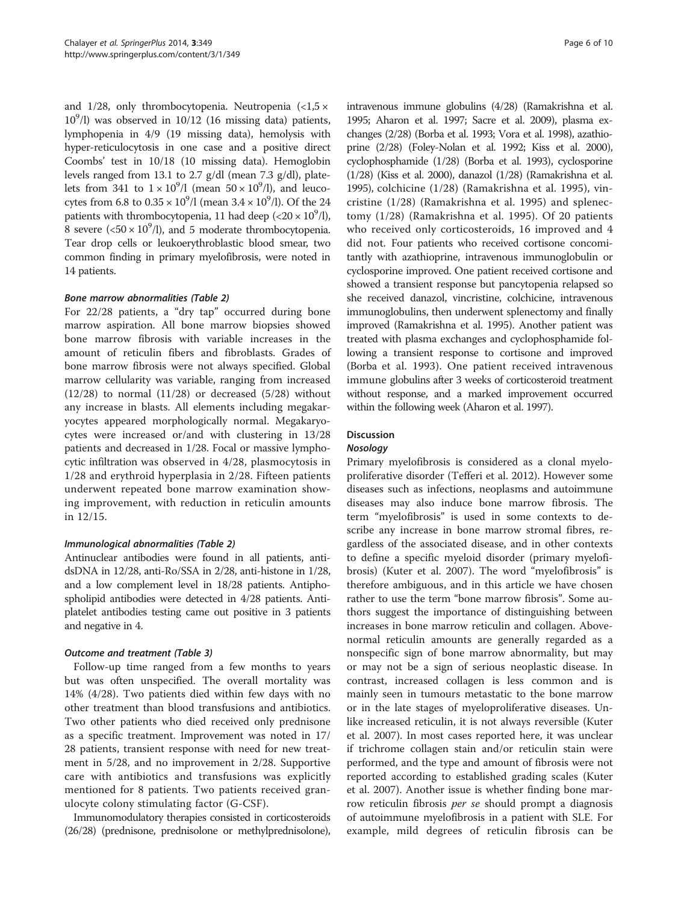and 1/28, only thrombocytopenia. Neutropenia ($<1,5 \times 10^9$/l) was observed in 10/12 (16 missing data) patients, lymphopenia in 4/9 (19 missing data), hemolysis with hyper-reticulocytosis in one case and a positive direct Coombs' test in 10/18 (10 missing data). Hemoglobin levels ranged from 13.1 to 2.7 g/dl (mean 7.3 g/dl), platelets from 341 to $1 \times 10^9$/l (mean $50 \times 10^9$/l), and leucocytes from 6.8 to $0.35 \times 10^9$/l (mean $3.4 \times 10^9$/l). Of the 24 patients with thrombocytopenia, 11 had deep ($<20 \times 10^9$/l), 8 severe ($<50 \times 10^9$/l), and 5 moderate thrombocytopenia. Tear drop cells or leukoerythroblastic blood smear, two common finding in primary myelofibrosis, were noted in 14 patients.

#### *Bone marrow abnormalities (Table 2)*

For 22/28 patients, a "dry tap" occurred during bone marrow aspiration. All bone marrow biopsies showed bone marrow fibrosis with variable increases in the amount of reticulin fibers and fibroblasts. Grades of bone marrow fibrosis were not always specified. Global marrow cellularity was variable, ranging from increased (12/28) to normal (11/28) or decreased (5/28) without any increase in blasts. All elements including megakaryocytes appeared morphologically normal. Megakaryocytes were increased or/and with clustering in 13/28 patients and decreased in 1/28. Focal or massive lymphocytic infiltration was observed in 4/28, plasmocytosis in 1/28 and erythroid hyperplasia in 2/28. Fifteen patients underwent repeated bone marrow examination showing improvement, with reduction in reticulin amounts in 12/15.

#### *Immunological abnormalities (Table 2)*

Antinuclear antibodies were found in all patients, anti-dsDNA in 12/28, anti-Ro/SSA in 2/28, anti-histone in 1/28, and a low complement level in 18/28 patients. Antiphospholipid antibodies were detected in 4/28 patients. Antiplatelet antibodies testing came out positive in 3 patients and negative in 4.

#### *Outcome and treatment (Table 3)*

Follow-up time ranged from a few months to years but was often unspecified. The overall mortality was 14% (4/28). Two patients died within few days with no other treatment than blood transfusions and antibiotics. Two other patients who died received only prednisone as a specific treatment. Improvement was noted in 17/28 patients, transient response with need for new treatment in 5/28, and no improvement in 2/28. Supportive care with antibiotics and transfusions was explicitly mentioned for 8 patients. Two patients received granulocyte colony stimulating factor (G-CSF).

Immunomodulatory therapies consisted in corticosteroids (26/28) (prednisone, prednisolone or methylprednisolone), intravenous immune globulins (4/28) (Ramakrishna et al. 1995; Aharon et al. 1997; Sacre et al. 2009), plasma exchanges (2/28) (Borba et al. 1993; Vora et al. 1998), azathioprine (2/28) (Foley-Nolan et al. 1992; Kiss et al. 2000), cyclophosphamide (1/28) (Borba et al. 1993), cyclosporine (1/28) (Kiss et al. 2000), danazol (1/28) (Ramakrishna et al. 1995), colchicine (1/28) (Ramakrishna et al. 1995), vincristine (1/28) (Ramakrishna et al. 1995) and splenectomy (1/28) (Ramakrishna et al. 1995). Of 20 patients who received only corticosteroids, 16 improved and 4 did not. Four patients who received cortisone concomitantly with azathioprine, intravenous immunoglobulin or cyclosporine improved. One patient received cortisone and showed a transient response but pancytopenia relapsed so she received danazol, vincristine, colchicine, intravenous immunoglobulins, then underwent splenectomy and finally improved (Ramakrishna et al. 1995). Another patient was treated with plasma exchanges and cyclophosphamide following a transient response to cortisone and improved (Borba et al. 1993). One patient received intravenous immune globulins after 3 weeks of corticosteroid treatment without response, and a marked improvement occurred within the following week (Aharon et al. 1997).

## Discussion

### *Nosology*

Primary myelofibrosis is considered as a clonal myeloproliferative disorder (Tefferi et al. 2012). However some diseases such as infections, neoplasms and autoimmune diseases may also induce bone marrow fibrosis. The term "myelofibrosis" is used in some contexts to describe any increase in bone marrow stromal fibres, regardless of the associated disease, and in other contexts to define a specific myeloid disorder (primary myelofibrosis) (Kuter et al. 2007). The word "myelofibrosis" is therefore ambiguous, and in this article we have chosen rather to use the term "bone marrow fibrosis". Some authors suggest the importance of distinguishing between increases in bone marrow reticulin and collagen. Above-normal reticulin amounts are generally regarded as a nonspecific sign of bone marrow abnormality, but may or may not be a sign of serious neoplastic disease. In contrast, increased collagen is less common and is mainly seen in tumours metastatic to the bone marrow or in the late stages of myeloproliferative diseases. Unlike increased reticulin, it is not always reversible (Kuter et al. 2007). In most cases reported here, it was unclear if trichrome collagen stain and/or reticulin stain were performed, and the type and amount of fibrosis were not reported according to established grading scales (Kuter et al. 2007). Another issue is whether finding bone marrow reticulin fibrosis *per se* should prompt a diagnosis of autoimmune myelofibrosis in a patient with SLE. For example, mild degrees of reticulin fibrosis can be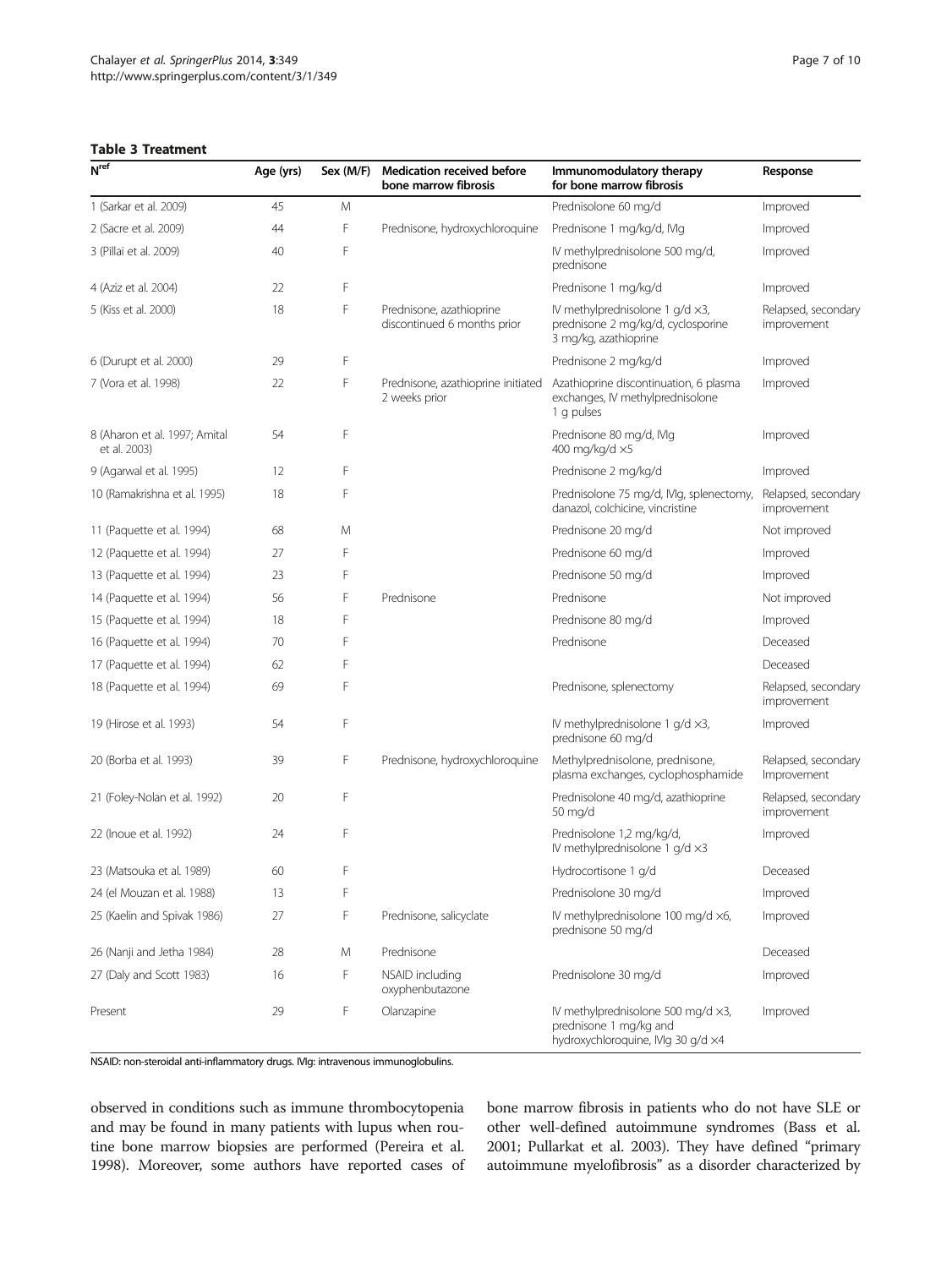**Table 3 Treatment**

| N[ref] | Age (yrs) | Sex (M/F) | Medication received before bone marrow fibrosis | Immunomodulatory therapy for bone marrow fibrosis | Response |
|---|---|---|---|---|---|
| 1 (Sarkar et al. 2009) | 45 | M | | Prednisolone 60 mg/d | Improved |
| 2 (Sacre et al. 2009) | 44 | F | Prednisone, hydroxychloroquine | Prednisone 1 mg/kg/d, IVIg | Improved |
| 3 (Pillai et al. 2009) | 40 | F | | IV methylprednisolone 500 mg/d, prednisone | Improved |
| 4 (Aziz et al. 2004) | 22 | F | | Prednisone 1 mg/kg/d | Improved |
| 5 (Kiss et al. 2000) | 18 | F | Prednisone, azathioprine discontinued 6 months prior | IV methylprednisolone 1 g/d ×3, prednisone 2 mg/kg/d, cyclosporine 3 mg/kg, azathioprine | Relapsed, secondary improvement |
| 6 (Durupt et al. 2000) | 29 | F | | Prednisone 2 mg/kg/d | Improved |
| 7 (Vora et al. 1998) | 22 | F | Prednisone, azathioprine initiated 2 weeks prior | Azathioprine discontinuation, 6 plasma exchanges, IV methylprednisolone 1 g pulses | Improved |
| 8 (Aharon et al. 1997; Amital et al. 2003) | 54 | F | | Prednisone 80 mg/d, IVIg 400 mg/kg/d ×5 | Improved |
| 9 (Agarwal et al. 1995) | 12 | F | | Prednisone 2 mg/kg/d | Improved |
| 10 (Ramakrishna et al. 1995) | 18 | F | | Prednisolone 75 mg/d, IVIg, splenectomy, danazol, colchicine, vincristine | Relapsed, secondary improvement |
| 11 (Paquette et al. 1994) | 68 | M | | Prednisone 20 mg/d | Not improved |
| 12 (Paquette et al. 1994) | 27 | F | | Prednisone 60 mg/d | Improved |
| 13 (Paquette et al. 1994) | 23 | F | | Prednisone 50 mg/d | Improved |
| 14 (Paquette et al. 1994) | 56 | F | Prednisone | Prednisone | Not improved |
| 15 (Paquette et al. 1994) | 18 | F | | Prednisone 80 mg/d | Improved |
| 16 (Paquette et al. 1994) | 70 | F | | Prednisone | Deceased |
| 17 (Paquette et al. 1994) | 62 | F | | | Deceased |
| 18 (Paquette et al. 1994) | 69 | F | | Prednisone, splenectomy | Relapsed, secondary improvement |
| 19 (Hirose et al. 1993) | 54 | F | | IV methylprednisolone 1 g/d ×3, prednisone 60 mg/d | Improved |
| 20 (Borba et al. 1993) | 39 | F | Prednisone, hydroxychloroquine | Methylprednisolone, prednisone, plasma exchanges, cyclophosphamide | Relapsed, secondary Improvement |
| 21 (Foley-Nolan et al. 1992) | 20 | F | | Prednisolone 40 mg/d, azathioprine 50 mg/d | Relapsed, secondary improvement |
| 22 (Inoue et al. 1992) | 24 | F | | Prednisolone 1,2 mg/kg/d, IV methylprednisolone 1 g/d ×3 | Improved |
| 23 (Matsouka et al. 1989) | 60 | F | | Hydrocortisone 1 g/d | Deceased |
| 24 (el Mouzan et al. 1988) | 13 | F | | Prednisolone 30 mg/d | Improved |
| 25 (Kaelin and Spivak 1986) | 27 | F | Prednisone, salicyclate | IV methylprednisolone 100 mg/d ×6, prednisone 50 mg/d | Improved |
| 26 (Nanji and Jetha 1984) | 28 | M | Prednisone | | Deceased |
| 27 (Daly and Scott 1983) | 16 | F | NSAID including oxyphenbutazone | Prednisolone 30 mg/d | Improved |
| Present | 29 | F | Olanzapine | IV methylprednisolone 500 mg/d ×3, prednisone 1 mg/kg and hydroxychloroquine, IVIg 30 g/d ×4 | Improved |

NSAID: non-steroidal anti-inflammatory drugs. IVIg: intravenous immunoglobulins.

observed in conditions such as immune thrombocytopenia and may be found in many patients with lupus when routine bone marrow biopsies are performed (Pereira et al. 1998). Moreover, some authors have reported cases of bone marrow fibrosis in patients who do not have SLE or other well-defined autoimmune syndromes (Bass et al. 2001; Pullarkat et al. 2003). They have defined "primary autoimmune myelofibrosis" as a disorder characterized by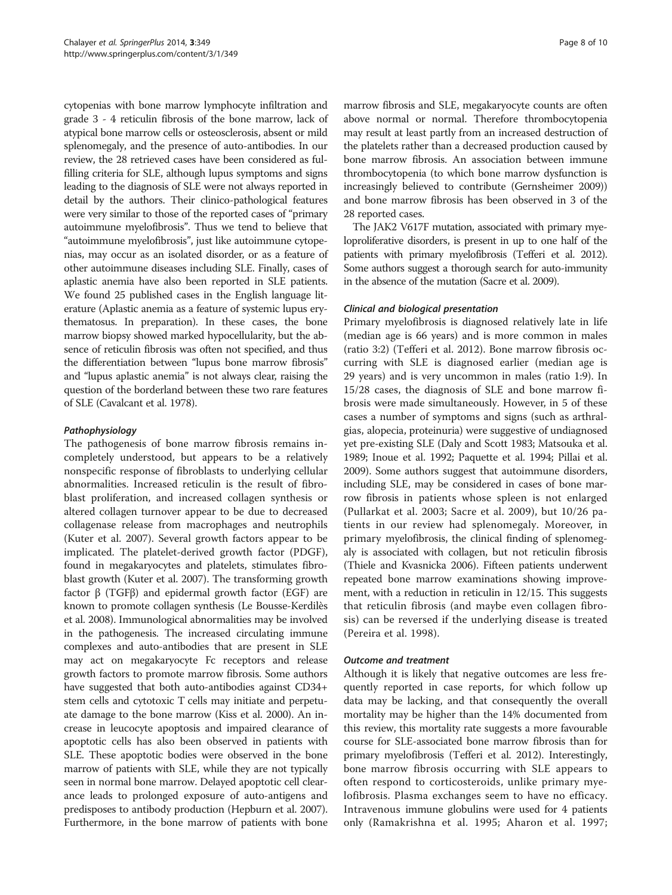cytopenias with bone marrow lymphocyte infiltration and grade 3 - 4 reticulin fibrosis of the bone marrow, lack of atypical bone marrow cells or osteosclerosis, absent or mild splenomegaly, and the presence of auto-antibodies. In our review, the 28 retrieved cases have been considered as fulfilling criteria for SLE, although lupus symptoms and signs leading to the diagnosis of SLE were not always reported in detail by the authors. Their clinico-pathological features were very similar to those of the reported cases of "primary autoimmune myelofibrosis". Thus we tend to believe that "autoimmune myelofibrosis", just like autoimmune cytopenias, may occur as an isolated disorder, or as a feature of other autoimmune diseases including SLE. Finally, cases of aplastic anemia have also been reported in SLE patients. We found 25 published cases in the English language literature (Aplastic anemia as a feature of systemic lupus erythematosus. In preparation). In these cases, the bone marrow biopsy showed marked hypocellularity, but the absence of reticulin fibrosis was often not specified, and thus the differentiation between "lupus bone marrow fibrosis" and "lupus aplastic anemia" is not always clear, raising the question of the borderland between these two rare features of SLE (Cavalcant et al. 1978).

#### *Pathophysiology*

The pathogenesis of bone marrow fibrosis remains incompletely understood, but appears to be a relatively nonspecific response of fibroblasts to underlying cellular abnormalities. Increased reticulin is the result of fibroblast proliferation, and increased collagen synthesis or altered collagen turnover appear to be due to decreased collagenase release from macrophages and neutrophils (Kuter et al. 2007). Several growth factors appear to be implicated. The platelet-derived growth factor (PDGF), found in megakaryocytes and platelets, stimulates fibroblast growth (Kuter et al. 2007). The transforming growth factor β (TGFβ) and epidermal growth factor (EGF) are known to promote collagen synthesis (Le Bousse-Kerdilès et al. 2008). Immunological abnormalities may be involved in the pathogenesis. The increased circulating immune complexes and auto-antibodies that are present in SLE may act on megakaryocyte Fc receptors and release growth factors to promote marrow fibrosis. Some authors have suggested that both auto-antibodies against CD34+ stem cells and cytotoxic T cells may initiate and perpetuate damage to the bone marrow (Kiss et al. 2000). An increase in leucocyte apoptosis and impaired clearance of apoptotic cells has also been observed in patients with SLE. These apoptotic bodies were observed in the bone marrow of patients with SLE, while they are not typically seen in normal bone marrow. Delayed apoptotic cell clearance leads to prolonged exposure of auto-antigens and predisposes to antibody production (Hepburn et al. 2007). Furthermore, in the bone marrow of patients with bone marrow fibrosis and SLE, megakaryocyte counts are often above normal or normal. Therefore thrombocytopenia may result at least partly from an increased destruction of the platelets rather than a decreased production caused by bone marrow fibrosis. An association between immune thrombocytopenia (to which bone marrow dysfunction is increasingly believed to contribute (Gernsheimer 2009)) and bone marrow fibrosis has been observed in 3 of the 28 reported cases.

The JAK2 V617F mutation, associated with primary myeloproliferative disorders, is present in up to one half of the patients with primary myelofibrosis (Tefferi et al. 2012). Some authors suggest a thorough search for auto-immunity in the absence of the mutation (Sacre et al. 2009).

#### *Clinical and biological presentation*

Primary myelofibrosis is diagnosed relatively late in life (median age is 66 years) and is more common in males (ratio 3:2) (Tefferi et al. 2012). Bone marrow fibrosis occurring with SLE is diagnosed earlier (median age is 29 years) and is very uncommon in males (ratio 1:9). In 15/28 cases, the diagnosis of SLE and bone marrow fibrosis were made simultaneously. However, in 5 of these cases a number of symptoms and signs (such as arthralgias, alopecia, proteinuria) were suggestive of undiagnosed yet pre-existing SLE (Daly and Scott 1983; Matsouka et al. 1989; Inoue et al. 1992; Paquette et al. 1994; Pillai et al. 2009). Some authors suggest that autoimmune disorders, including SLE, may be considered in cases of bone marrow fibrosis in patients whose spleen is not enlarged (Pullarkat et al. 2003; Sacre et al. 2009), but 10/26 patients in our review had splenomegaly. Moreover, in primary myelofibrosis, the clinical finding of splenomegaly is associated with collagen, but not reticulin fibrosis (Thiele and Kvasnicka 2006). Fifteen patients underwent repeated bone marrow examinations showing improvement, with a reduction in reticulin in 12/15. This suggests that reticulin fibrosis (and maybe even collagen fibrosis) can be reversed if the underlying disease is treated (Pereira et al. 1998).

#### *Outcome and treatment*

Although it is likely that negative outcomes are less frequently reported in case reports, for which follow up data may be lacking, and that consequently the overall mortality may be higher than the 14% documented from this review, this mortality rate suggests a more favourable course for SLE-associated bone marrow fibrosis than for primary myelofibrosis (Tefferi et al. 2012). Interestingly, bone marrow fibrosis occurring with SLE appears to often respond to corticosteroids, unlike primary myelofibrosis. Plasma exchanges seem to have no efficacy. Intravenous immune globulins were used for 4 patients only (Ramakrishna et al. 1995; Aharon et al. 1997;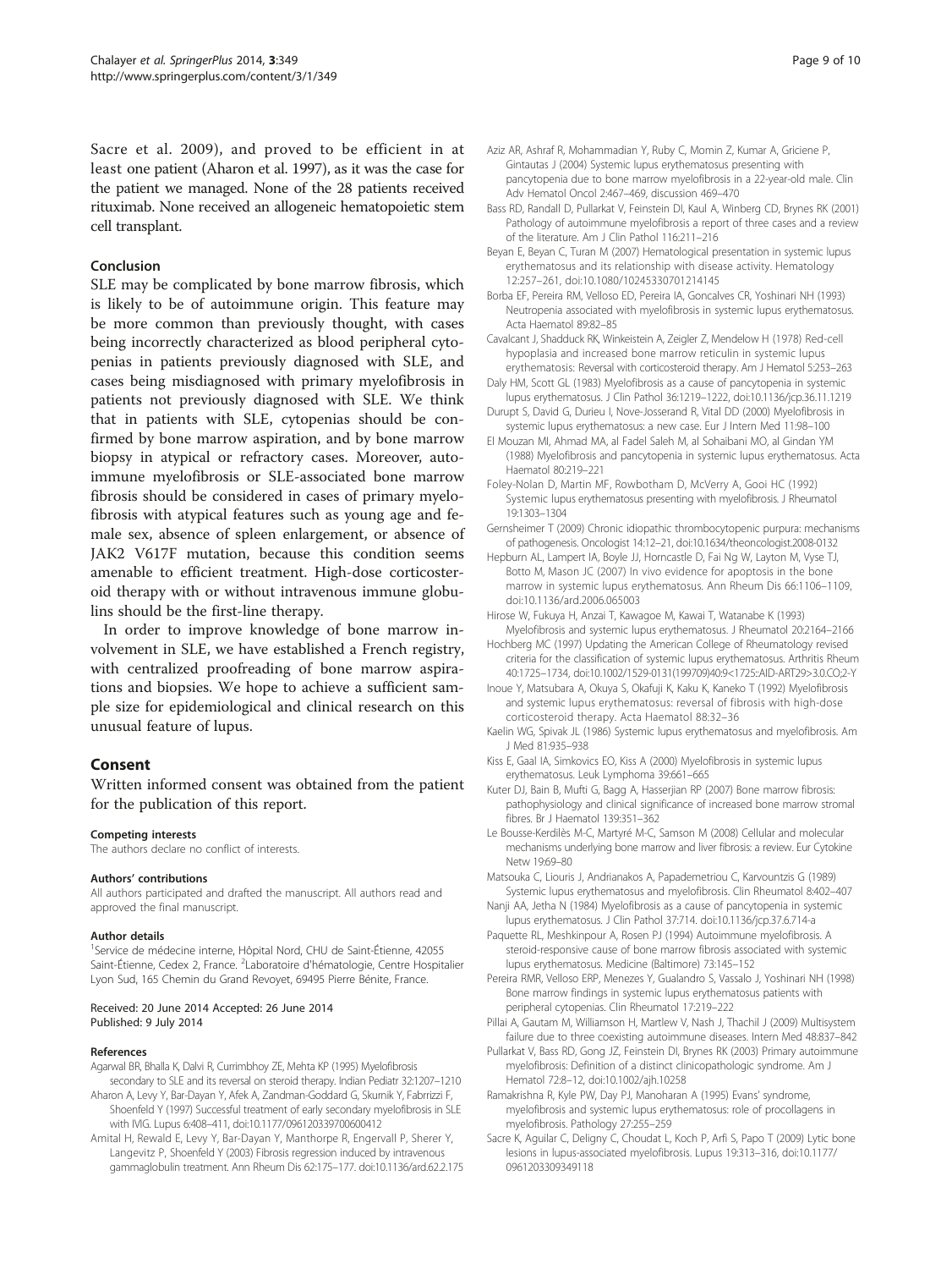Sacre et al. 2009), and proved to be efficient in at least one patient (Aharon et al. 1997), as it was the case for the patient we managed. None of the 28 patients received rituximab. None received an allogeneic hematopoietic stem cell transplant.

### Conclusion

SLE may be complicated by bone marrow fibrosis, which is likely to be of autoimmune origin. This feature may be more common than previously thought, with cases being incorrectly characterized as blood peripheral cytopenias in patients previously diagnosed with SLE, and cases being misdiagnosed with primary myelofibrosis in patients not previously diagnosed with SLE. We think that in patients with SLE, cytopenias should be confirmed by bone marrow aspiration, and by bone marrow biopsy in atypical or refractory cases. Moreover, autoimmune myelofibrosis or SLE-associated bone marrow fibrosis should be considered in cases of primary myelofibrosis with atypical features such as young age and female sex, absence of spleen enlargement, or absence of JAK2 V617F mutation, because this condition seems amenable to efficient treatment. High-dose corticosteroid therapy with or without intravenous immune globulins should be the first-line therapy.

In order to improve knowledge of bone marrow involvement in SLE, we have established a French registry, with centralized proofreading of bone marrow aspirations and biopsies. We hope to achieve a sufficient sample size for epidemiological and clinical research on this unusual feature of lupus.

## Consent

Written informed consent was obtained from the patient for the publication of this report.

#### Competing interests

The authors declare no conflict of interests.

#### Authors' contributions

All authors participated and drafted the manuscript. All authors read and approved the final manuscript.

#### Author details

[1]Service de médecine interne, Hôpital Nord, CHU de Saint-Étienne, 42055 Saint-Étienne, Cedex 2, France. [2]Laboratoire d'hématologie, Centre Hospitalier Lyon Sud, 165 Chemin du Grand Revoyet, 69495 Pierre Bénite, France.

Received: 20 June 2014 Accepted: 26 June 2014
Published: 9 July 2014

#### References

Agarwal BR, Bhalla K, Dalvi R, Currimbhoy ZE, Mehta KP (1995) Myelofibrosis secondary to SLE and its reversal on steroid therapy. Indian Pediatr 32:1207–1210

Aharon A, Levy Y, Bar-Dayan Y, Afek A, Zandman-Goddard G, Skurnik Y, Fabrizzi F, Shoenfeld Y (1997) Successful treatment of early secondary myelofibrosis in SLE with IVIG. Lupus 6:408–411, doi:10.1177/096120339700600412

Amital H, Rewald E, Levy Y, Bar-Dayan Y, Manthorpe R, Engervall P, Sherer Y, Langevitz P, Shoenfeld Y (2003) Fibrosis regression induced by intravenous gammaglobulin treatment. Ann Rheum Dis 62:175–177. doi:10.1136/ard.62.2.175

Aziz AR, Ashraf R, Mohammadian Y, Ruby C, Momin Z, Kumar A, Griciene P, Gintautas J (2004) Systemic lupus erythematosus presenting with pancytopenia due to bone marrow myelofibrosis in a 22-year-old male. Clin Adv Hematol Oncol 2:467–469, discussion 469–470

Bass RD, Randall D, Pullarkat V, Feinstein DI, Kaul A, Winberg CD, Brynes RK (2001) Pathology of autoimmune myelofibrosis a report of three cases and a review of the literature. Am J Clin Pathol 116:211–216

Beyan E, Beyan C, Turan M (2007) Hematological presentation in systemic lupus erythematosus and its relationship with disease activity. Hematology 12:257–261, doi:10.1080/10245330701214145

Borba EF, Pereira RM, Velloso ED, Pereira IA, Goncalves CR, Yoshinari NH (1993) Neutropenia associated with myelofibrosis in systemic lupus erythematosus. Acta Haematol 89:82–85

Cavalcant J, Shadduck RK, Winkelstein A, Zeigler Z, Mendelow H (1978) Red-cell hypoplasia and increased bone marrow reticulin in systemic lupus erythematosis: Reversal with corticosteroid therapy. Am J Hematol 5:253–263

Daly HM, Scott GL (1983) Myelofibrosis as a cause of pancytopenia in systemic lupus erythematosus. J Clin Pathol 36:1219–1222, doi:10.1136/jcp.36.11.1219

Durupt S, David G, Durieu I, Nove-Josserand R, Vital DD (2000) Myelofibrosis in systemic lupus erythematosus: a new case. Eur J Intern Med 11:98–100

El Mouzan MI, Ahmad MA, al Fadel Saleh M, al Sohaibani MO, al Gindan YM (1988) Myelofibrosis and pancytopenia in systemic lupus erythematosus. Acta Haematol 80:219–221

Foley-Nolan D, Martin MF, Rowbotham D, McVerry A, Gooi HC (1992) Systemic lupus erythematosus presenting with myelofibrosis. J Rheumatol 19:1303–1304

Gernsheimer T (2009) Chronic idiopathic thrombocytopenic purpura: mechanisms of pathogenesis. Oncologist 14:12–21, doi:10.1634/theoncologist.2008-0132

Hepburn AL, Lampert IA, Boyle JJ, Horncastle D, Fai Ng W, Layton M, Vyse TJ, Botto M, Mason JC (2007) In vivo evidence for apoptosis in the bone marrow in systemic lupus erythematosus. Ann Rheum Dis 66:1106–1109, doi:10.1136/ard.2006.065003

Hirose W, Fukuya H, Anzai T, Kawagoe M, Kawai T, Watanabe K (1993) Myelofibrosis and systemic lupus erythematosus. J Rheumatol 20:2164–2166

Hochberg MC (1997) Updating the American College of Rheumatology revised criteria for the classification of systemic lupus erythematosus. Arthritis Rheum 40:1725–1734, doi:10.1002/1529-0131(199709)40:9<1725::AID-ART29>3.0.CO;2-Y

Inoue Y, Matsubara A, Okuya S, Okafuji K, Kaku K, Kaneko T (1992) Myelofibrosis and systemic lupus erythematosus: reversal of fibrosis with high-dose corticosteroid therapy. Acta Haematol 88:32–36

Kaelin WG, Spivak JL (1986) Systemic lupus erythematosus and myelofibrosis. Am J Med 81:935–938

Kiss E, Gaal IA, Simkovics EO, Kiss A (2000) Myelofibrosis in systemic lupus erythematosus. Leuk Lymphoma 39:661–665

Kuter DJ, Bain B, Mufti G, Bagg A, Hasserjian RP (2007) Bone marrow fibrosis: pathophysiology and clinical significance of increased bone marrow stromal fibres. Br J Haematol 139:351–362

Le Bousse-Kerdilès M-C, Martyré M-C, Samson M (2008) Cellular and molecular mechanisms underlying bone marrow and liver fibrosis: a review. Eur Cytokine Netw 19:69–80

Matsouka C, Liouris J, Andrianakos A, Papademetriou C, Karvountzis G (1989) Systemic lupus erythematosus and myelofibrosis. Clin Rheumatol 8:402–407

Nanji AA, Jetha N (1984) Myelofibrosis as a cause of pancytopenia in systemic lupus erythematosus. J Clin Pathol 37:714. doi:10.1136/jcp.37.6.714-a

Paquette RL, Meshkinpour A, Rosen PJ (1994) Autoimmune myelofibrosis. A steroid-responsive cause of bone marrow fibrosis associated with systemic lupus erythematosus. Medicine (Baltimore) 73:145–152

Pereira RMR, Velloso ERP, Menezes Y, Gualandro S, Vassalo J, Yoshinari NH (1998) Bone marrow findings in systemic lupus erythematosus patients with peripheral cytopenias. Clin Rheumatol 17:219–222

Pillai A, Gautam M, Williamson H, Martlew V, Nash J, Thachil J (2009) Multisystem failure due to three coexisting autoimmune diseases. Intern Med 48:837–842

Pullarkat V, Bass RD, Gong JZ, Feinstein DI, Brynes RK (2003) Primary autoimmune myelofibrosis: Definition of a distinct clinicopathologic syndrome. Am J Hematol 72:8–12, doi:10.1002/ajh.10258

Ramakrishna R, Kyle PW, Day PJ, Manoharan A (1995) Evans' syndrome, myelofibrosis and systemic lupus erythematosus: role of procollagens in myelofibrosis. Pathology 27:255–259

Sacre K, Aguilar C, Deligny C, Choudat L, Koch P, Arfi S, Papo T (2009) Lytic bone lesions in lupus-associated myelofibrosis. Lupus 19:313–316, doi:10.1177/0961203309349118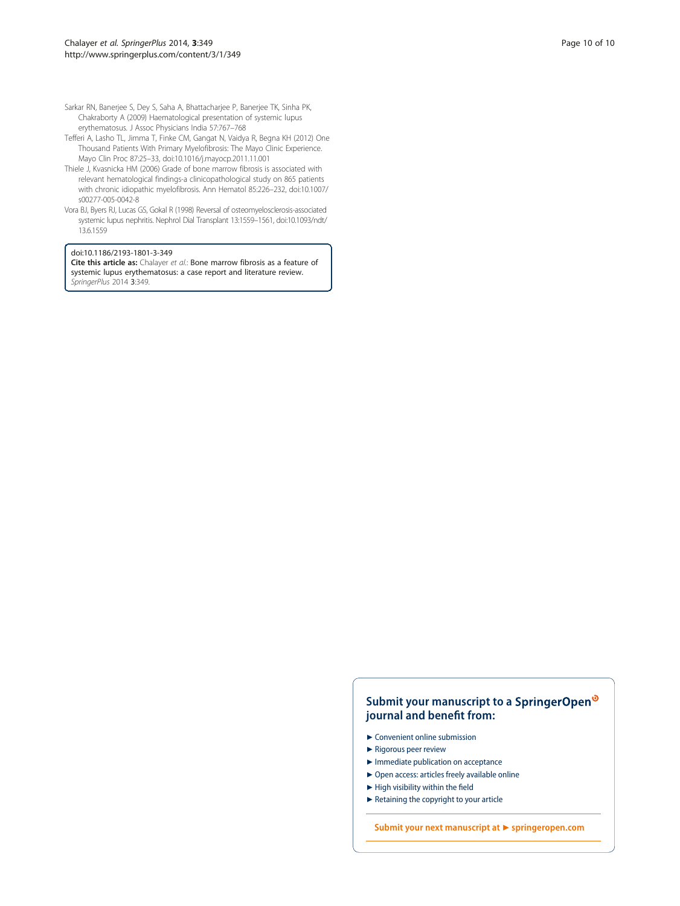Sarkar RN, Banerjee S, Dey S, Saha A, Bhattacharjee P, Banerjee TK, Sinha PK, Chakraborty A (2009) Haematological presentation of systemic lupus erythematosus. J Assoc Physicians India 57:767–768

Tefferi A, Lasho TL, Jimma T, Finke CM, Gangat N, Vaidya R, Begna KH (2012) One Thousand Patients With Primary Myelofibrosis: The Mayo Clinic Experience. Mayo Clin Proc 87:25–33, doi:10.1016/j.mayocp.2011.11.001

Thiele J, Kvasnicka HM (2006) Grade of bone marrow fibrosis is associated with relevant hematological findings-a clinicopathological study on 865 patients with chronic idiopathic myelofibrosis. Ann Hematol 85:226–232, doi:10.1007/s00277-005-0042-8

Vora BJ, Byers RJ, Lucas GS, Gokal R (1998) Reversal of osteomyelosclerosis-associated systemic lupus nephritis. Nephrol Dial Transplant 13:1559–1561, doi:10.1093/ndt/13.6.1559

doi:10.1186/2193-1801-3-349

**Cite this article as:** Chalayer *et al.*: Bone marrow fibrosis as a feature of systemic lupus erythematosus: a case report and literature review. *SpringerPlus* 2014 **3**:349.

**Submit your manuscript to a SpringerOpen journal and benefit from:**

- ► Convenient online submission
- ► Rigorous peer review
- ► Immediate publication on acceptance
- ► Open access: articles freely available online
- ► High visibility within the field
- ► Retaining the copyright to your article

**Submit your next manuscript at ► springeropen.com**